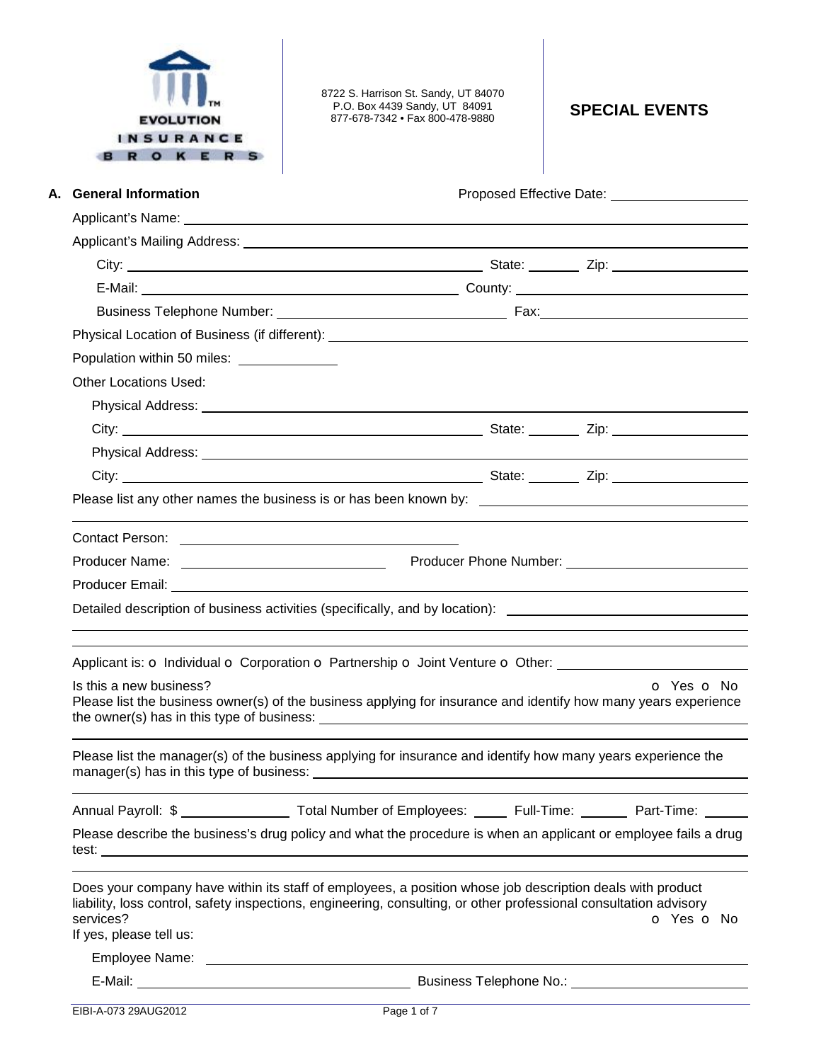EVOLUTION INSURANCE BROKERS

8722 S. Harrison St. Sandy, UT 84070
P.O. Box 4439 Sandy, UT 84091
877-678-7342 • Fax 800-478-9880

# SPECIAL EVENTS

## A. General Information

Proposed Effective Date: ______________

Applicant's Name: ______________

Applicant's Mailing Address: ______________

City: ______________ State: ______ Zip: ______________

E-Mail: ______________ County: ______________

Business Telephone Number: ______________ Fax: ______________

Physical Location of Business (if different): ______________

Population within 50 miles: ______________

Other Locations Used:

Physical Address: ______________

City: ______________ State: ______ Zip: ______________

Physical Address: ______________

City: ______________ State: ______ Zip: ______________

Please list any other names the business is or has been known by: ______________

Contact Person: ______________

Producer Name: ______________ Producer Phone Number: ______________

Producer Email: ______________

Detailed description of business activities (specifically, and by location): ______________

Applicant is: o Individual o Corporation o Partnership o Joint Venture o Other: ______________

Is this a new business? o Yes o No

Please list the business owner(s) of the business applying for insurance and identify how many years experience the owner(s) has in this type of business: ______________

Please list the manager(s) of the business applying for insurance and identify how many years experience the manager(s) has in this type of business: ______________

Annual Payroll: $ ______________ Total Number of Employees: ______ Full-Time: ______ Part-Time: ______

Please describe the business's drug policy and what the procedure is when an applicant or employee fails a drug test: ______________

Does your company have within its staff of employees, a position whose job description deals with product liability, loss control, safety inspections, engineering, consulting, or other professional consultation advisory services? o Yes o No

If yes, please tell us:

Employee Name: ______________

E-Mail: ______________ Business Telephone No.: ______________

EIBI-A-073 29AUG2012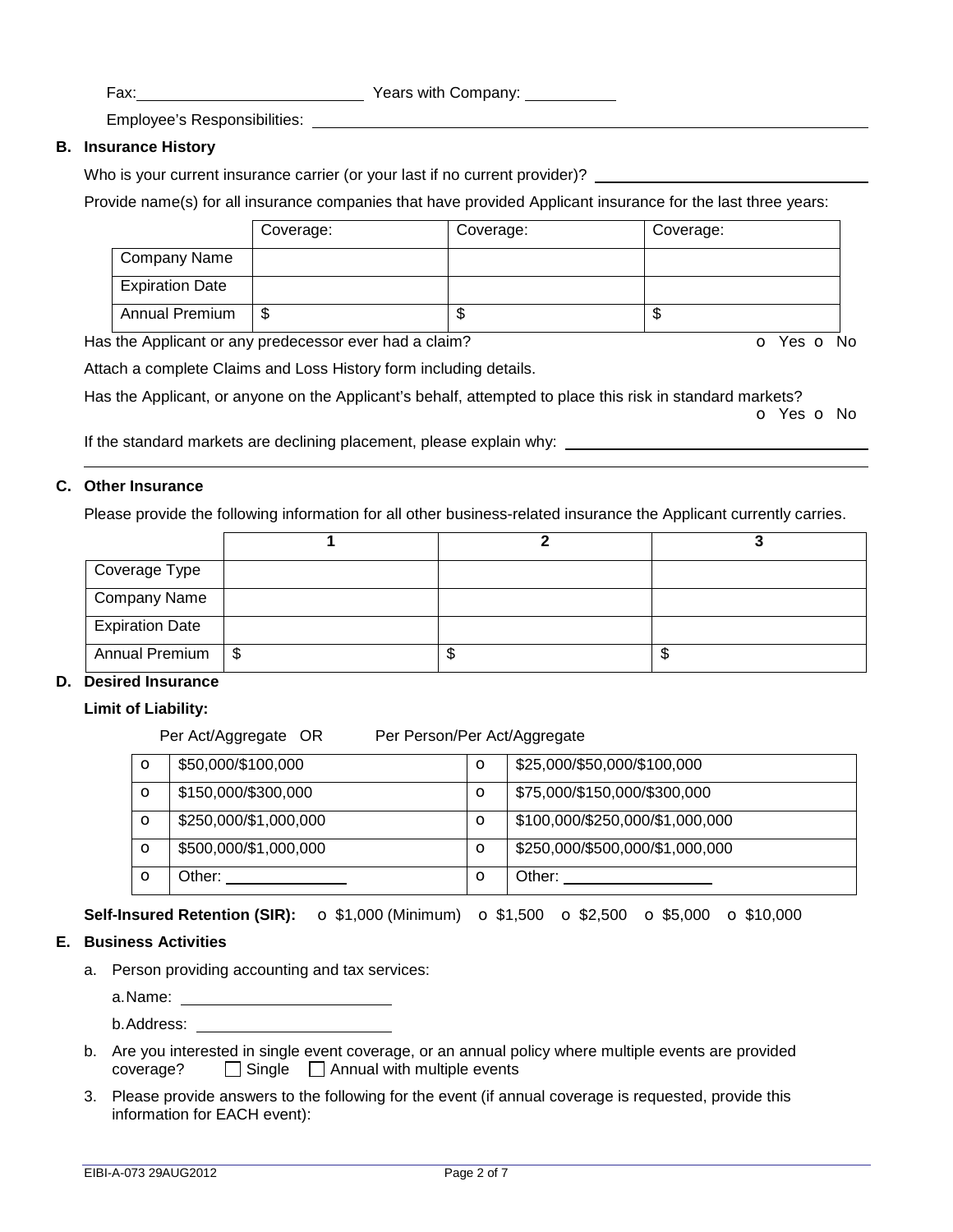Fax: ____________________ Years with Company: __________

Employee's Responsibilities: ____________________________________________

**B. Insurance History**

Who is your current insurance carrier (or your last if no current provider)? ______________________

Provide name(s) for all insurance companies that have provided Applicant insurance for the last three years:

| | Coverage: | Coverage: | Coverage: |
|---|---|---|---|
| Company Name | | | |
| Expiration Date | | | |
| Annual Premium | $ | $ | $ |

Has the Applicant or any predecessor ever had a claim? o Yes o No

Attach a complete Claims and Loss History form including details.

Has the Applicant, or anyone on the Applicant's behalf, attempted to place this risk in standard markets? o Yes o No

If the standard markets are declining placement, please explain why: ______________________

______________________________________________________________________

**C. Other Insurance**

Please provide the following information for all other business-related insurance the Applicant currently carries.

| | 1 | 2 | 3 |
|---|---|---|---|
| Coverage Type | | | |
| Company Name | | | |
| Expiration Date | | | |
| Annual Premium | $ | $ | $ |

**D. Desired Insurance**

**Limit of Liability:**

Per Act/Aggregate OR Per Person/Per Act/Aggregate

| | Per Act/Aggregate | | Per Person/Per Act/Aggregate |
|---|---|---|---|
| o | $50,000/$100,000 | o | $25,000/$50,000/$100,000 |
| o | $150,000/$300,000 | o | $75,000/$150,000/$300,000 |
| o | $250,000/$1,000,000 | o | $100,000/$250,000/$1,000,000 |
| o | $500,000/$1,000,000 | o | $250,000/$500,000/$1,000,000 |
| o | Other: __________ | o | Other: __________ |

**Self-Insured Retention (SIR):** o $1,000 (Minimum) o $1,500 o $2,500 o $5,000 o $10,000

**E. Business Activities**

a. Person providing accounting and tax services:

 a. Name: ____________________

 b. Address: ____________________

b. Are you interested in single event coverage, or an annual policy where multiple events are provided coverage? ☐ Single ☐ Annual with multiple events

3. Please provide answers to the following for the event (if annual coverage is requested, provide this information for EACH event):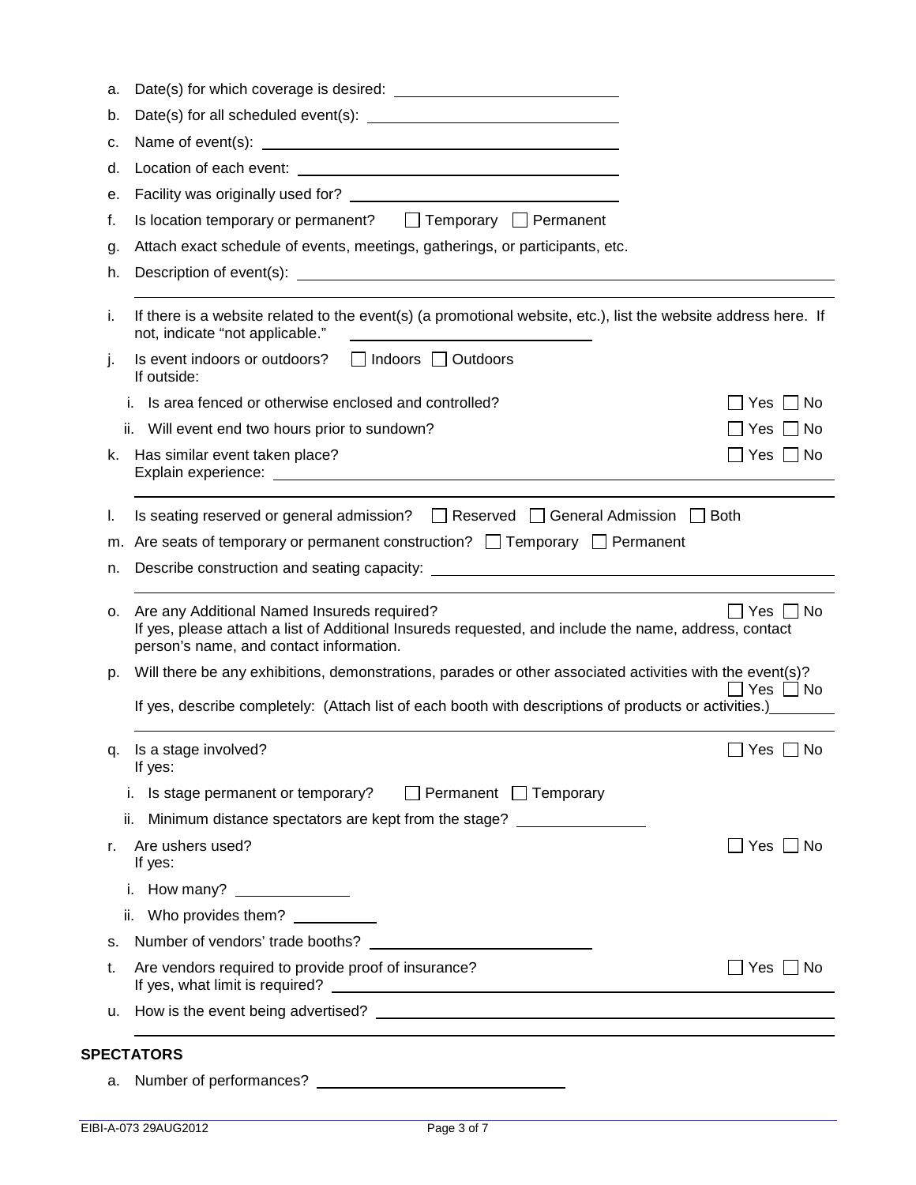a. Date(s) for which coverage is desired: ______________________________

b. Date(s) for all scheduled event(s): ______________________________

c. Name of event(s): ______________________________

d. Location of each event: ______________________________

e. Facility was originally used for? ______________________________

f. Is location temporary or permanent? ☐ Temporary ☐ Permanent

g. Attach exact schedule of events, meetings, gatherings, or participants, etc.

h. Description of event(s): ______________________________

i. If there is a website related to the event(s) (a promotional website, etc.), list the website address here. If not, indicate "not applicable." ______________________________

j. Is event indoors or outdoors? ☐ Indoors ☐ Outdoors
   If outside:
   
   i. Is area fenced or otherwise enclosed and controlled? ☐ Yes ☐ No
   
   ii. Will event end two hours prior to sundown? ☐ Yes ☐ No

k. Has similar event taken place? ☐ Yes ☐ No
   Explain experience: ______________________________

l. Is seating reserved or general admission? ☐ Reserved ☐ General Admission ☐ Both

m. Are seats of temporary or permanent construction? ☐ Temporary ☐ Permanent

n. Describe construction and seating capacity: ______________________________

o. Are any Additional Named Insureds required? ☐ Yes ☐ No
   If yes, please attach a list of Additional Insureds requested, and include the name, address, contact person's name, and contact information.

p. Will there be any exhibitions, demonstrations, parades or other associated activities with the event(s)? ☐ Yes ☐ No
   If yes, describe completely: (Attach list of each booth with descriptions of products or activities.) ______________________________

q. Is a stage involved? ☐ Yes ☐ No
   If yes:
   
   i. Is stage permanent or temporary? ☐ Permanent ☐ Temporary
   
   ii. Minimum distance spectators are kept from the stage? ______________

r. Are ushers used? ☐ Yes ☐ No
   If yes:
   
   i. How many? ______________
   
   ii. Who provides them? ______________

s. Number of vendors' trade booths? ______________________________

t. Are vendors required to provide proof of insurance? ☐ Yes ☐ No
   If yes, what limit is required? ______________________________

u. How is the event being advertised? ______________________________

**SPECTATORS**

a. Number of performances? ______________________________

EIBI-A-073 29AUG2012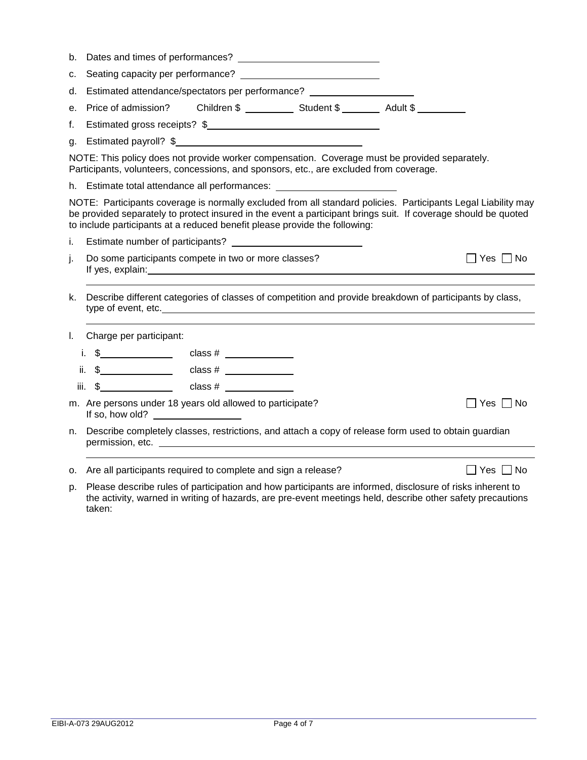b. Dates and times of performances? ____________________

c. Seating capacity per performance? ____________________

d. Estimated attendance/spectators per performance? ____________________

e. Price of admission? Children $ ________ Student $ ________ Adult $ ________

f. Estimated gross receipts? $____________________

g. Estimated payroll? $____________________

NOTE: This policy does not provide worker compensation. Coverage must be provided separately. Participants, volunteers, concessions, and sponsors, etc., are excluded from coverage.

h. Estimate total attendance all performances: ____________________

NOTE: Participants coverage is normally excluded from all standard policies. Participants Legal Liability may be provided separately to protect insured in the event a participant brings suit. If coverage should be quoted to include participants at a reduced benefit please provide the following:

i. Estimate number of participants? ____________________

j. Do some participants compete in two or more classes? ☐ Yes ☐ No
If yes, explain: ____________________

k. Describe different categories of classes of competition and provide breakdown of participants by class, type of event, etc. ____________________

l. Charge per participant:

   i. $__________ class # __________

   ii. $__________ class # __________

   iii. $__________ class # __________

m. Are persons under 18 years old allowed to participate? ☐ Yes ☐ No
If so, how old? __________

n. Describe completely classes, restrictions, and attach a copy of release form used to obtain guardian permission, etc. ____________________

o. Are all participants required to complete and sign a release? ☐ Yes ☐ No

p. Please describe rules of participation and how participants are informed, disclosure of risks inherent to the activity, warned in writing of hazards, are pre-event meetings held, describe other safety precautions taken:

EIBI-A-073 29AUG2012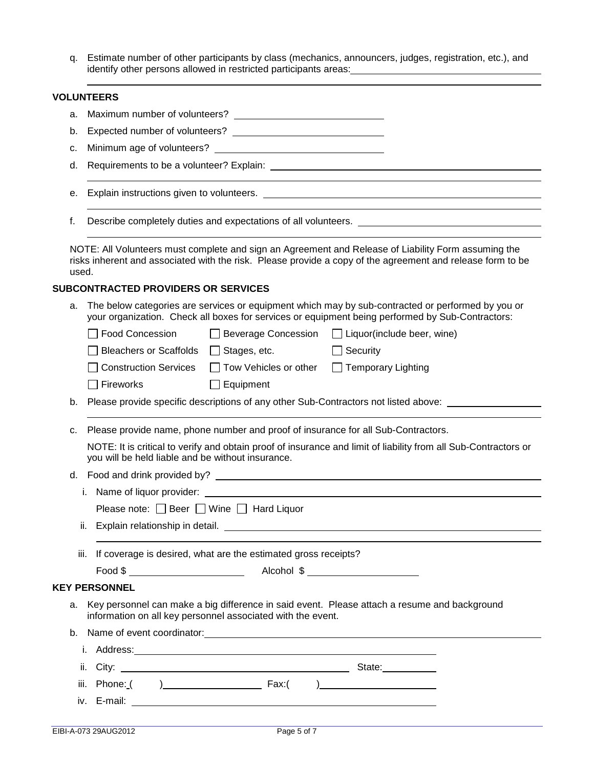q. Estimate number of other participants by class (mechanics, announcers, judges, registration, etc.), and identify other persons allowed in restricted participants areas: ______________________________

______________________________________________________________________________

### VOLUNTEERS

a. Maximum number of volunteers? ______________________________

b. Expected number of volunteers? ______________________________

c. Minimum age of volunteers? ______________________________

d. Requirements to be a volunteer? Explain: ______________________________

______________________________________________________________________________

e. Explain instructions given to volunteers. ______________________________

______________________________________________________________________________

f. Describe completely duties and expectations of all volunteers. ______________________________

______________________________________________________________________________

NOTE: All Volunteers must complete and sign an Agreement and Release of Liability Form assuming the risks inherent and associated with the risk. Please provide a copy of the agreement and release form to be used.

### SUBCONTRACTED PROVIDERS OR SERVICES

a. The below categories are services or equipment which may by sub-contracted or performed by you or your organization. Check all boxes for services or equipment being performed by Sub-Contractors:

| | | |
|---|---|---|
| ☐ Food Concession | ☐ Beverage Concession | ☐ Liquor(include beer, wine) |
| ☐ Bleachers or Scaffolds | ☐ Stages, etc. | ☐ Security |
| ☐ Construction Services | ☐ Tow Vehicles or other | ☐ Temporary Lighting |
| ☐ Fireworks | ☐ Equipment | |

b. Please provide specific descriptions of any other Sub-Contractors not listed above: ______________________________

______________________________________________________________________________

c. Please provide name, phone number and proof of insurance for all Sub-Contractors.

NOTE: It is critical to verify and obtain proof of insurance and limit of liability from all Sub-Contractors or you will be held liable and be without insurance.

d. Food and drink provided by? ______________________________

i. Name of liquor provider: ______________________________

Please note: ☐ Beer ☐ Wine ☐ Hard Liquor

ii. Explain relationship in detail. ______________________________

______________________________________________________________________________

iii. If coverage is desired, what are the estimated gross receipts?

Food $ ____________________ Alcohol $ ____________________

### KEY PERSONNEL

a. Key personnel can make a big difference in said event. Please attach a resume and background information on all key personnel associated with the event.

b. Name of event coordinator: ______________________________

i. Address: ______________________________

ii. City: ______________________________ State: __________

iii. Phone: ( ) ____________________ Fax:( ) ____________________

iv. E-mail: ______________________________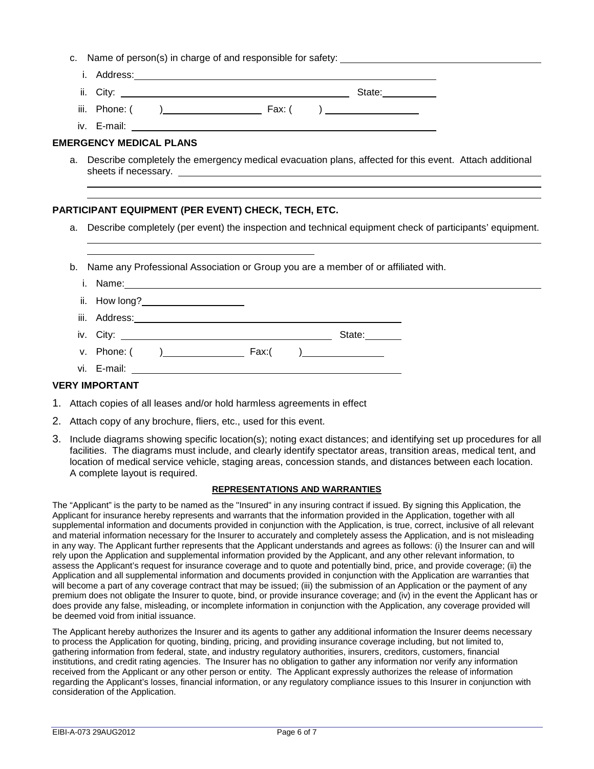c. Name of person(s) in charge of and responsible for safety: ______________________

   i. Address: ______________________

   ii. City: ______________________ State: __________

   iii. Phone: ( ) __________ Fax: ( ) __________

   iv. E-mail: ______________________

## EMERGENCY MEDICAL PLANS

a. Describe completely the emergency medical evacuation plans, affected for this event. Attach additional sheets if necessary. ______________________

______________________

______________________

## PARTICIPANT EQUIPMENT (PER EVENT) CHECK, TECH, ETC.

a. Describe completely (per event) the inspection and technical equipment check of participants' equipment.

______________________

______________________

b. Name any Professional Association or Group you are a member of or affiliated with.

   i. Name: ______________________

   ii. How long? __________

   iii. Address: ______________________

   iv. City: ______________________ State: __________

   v. Phone: ( ) __________ Fax:( ) __________

   vi. E-mail: ______________________

## VERY IMPORTANT

1. Attach copies of all leases and/or hold harmless agreements in effect
2. Attach copy of any brochure, fliers, etc., used for this event.
3. Include diagrams showing specific location(s); noting exact distances; and identifying set up procedures for all facilities. The diagrams must include, and clearly identify spectator areas, transition areas, medical tent, and location of medical service vehicle, staging areas, concession stands, and distances between each location. A complete layout is required.

## REPRESENTATIONS AND WARRANTIES

The "Applicant" is the party to be named as the "Insured" in any insuring contract if issued. By signing this Application, the Applicant for insurance hereby represents and warrants that the information provided in the Application, together with all supplemental information and documents provided in conjunction with the Application, is true, correct, inclusive of all relevant and material information necessary for the Insurer to accurately and completely assess the Application, and is not misleading in any way. The Applicant further represents that the Applicant understands and agrees as follows: (i) the Insurer can and will rely upon the Application and supplemental information provided by the Applicant, and any other relevant information, to assess the Applicant's request for insurance coverage and to quote and potentially bind, price, and provide coverage; (ii) the Application and all supplemental information and documents provided in conjunction with the Application are warranties that will become a part of any coverage contract that may be issued; (iii) the submission of an Application or the payment of any premium does not obligate the Insurer to quote, bind, or provide insurance coverage; and (iv) in the event the Applicant has or does provide any false, misleading, or incomplete information in conjunction with the Application, any coverage provided will be deemed void from initial issuance.

The Applicant hereby authorizes the Insurer and its agents to gather any additional information the Insurer deems necessary to process the Application for quoting, binding, pricing, and providing insurance coverage including, but not limited to, gathering information from federal, state, and industry regulatory authorities, insurers, creditors, customers, financial institutions, and credit rating agencies. The Insurer has no obligation to gather any information nor verify any information received from the Applicant or any other person or entity. The Applicant expressly authorizes the release of information regarding the Applicant's losses, financial information, or any regulatory compliance issues to this Insurer in conjunction with consideration of the Application.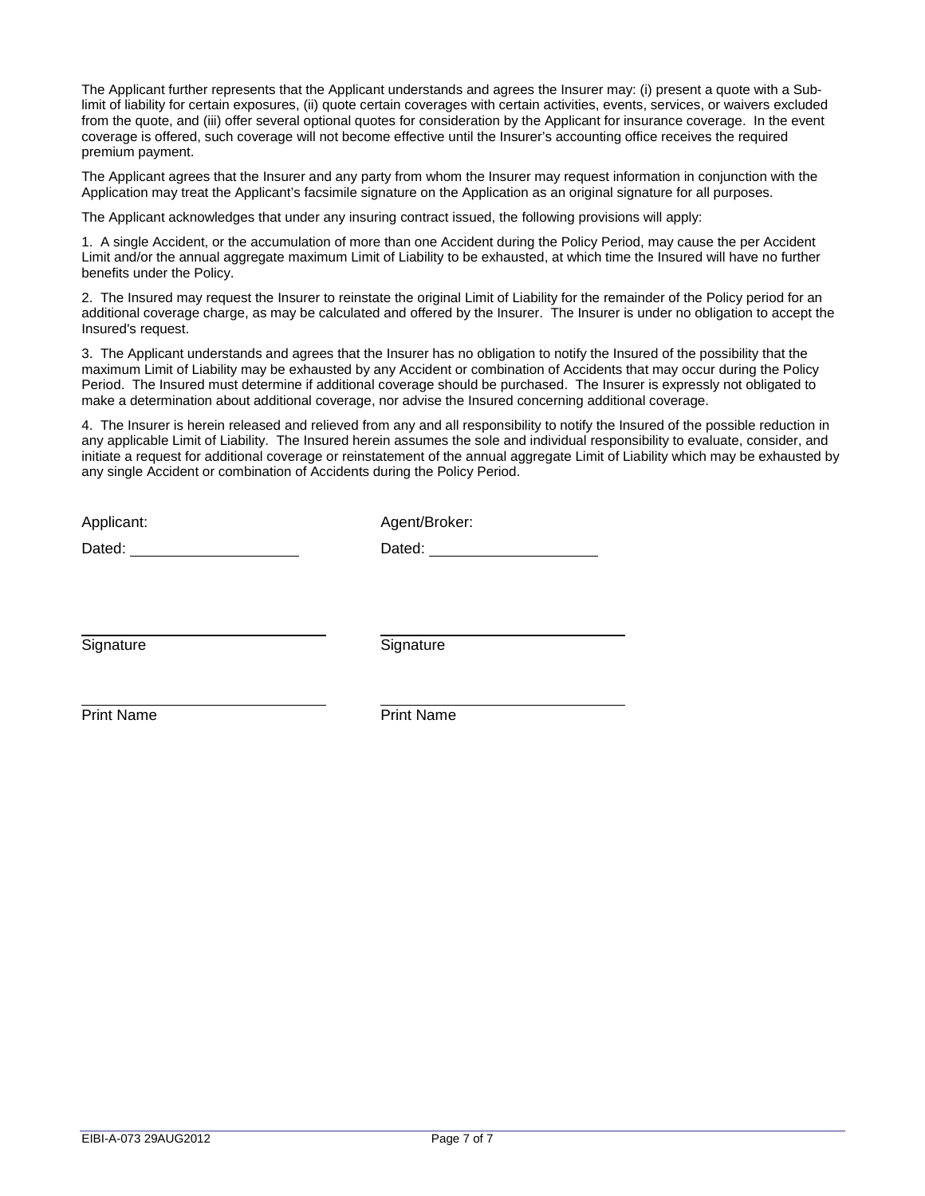The Applicant further represents that the Applicant understands and agrees the Insurer may: (i) present a quote with a Sub-limit of liability for certain exposures, (ii) quote certain coverages with certain activities, events, services, or waivers excluded from the quote, and (iii) offer several optional quotes for consideration by the Applicant for insurance coverage. In the event coverage is offered, such coverage will not become effective until the Insurer's accounting office receives the required premium payment.

The Applicant agrees that the Insurer and any party from whom the Insurer may request information in conjunction with the Application may treat the Applicant's facsimile signature on the Application as an original signature for all purposes.

The Applicant acknowledges that under any insuring contract issued, the following provisions will apply:

1. A single Accident, or the accumulation of more than one Accident during the Policy Period, may cause the per Accident Limit and/or the annual aggregate maximum Limit of Liability to be exhausted, at which time the Insured will have no further benefits under the Policy.

2. The Insured may request the Insurer to reinstate the original Limit of Liability for the remainder of the Policy period for an additional coverage charge, as may be calculated and offered by the Insurer. The Insurer is under no obligation to accept the Insured's request.

3. The Applicant understands and agrees that the Insurer has no obligation to notify the Insured of the possibility that the maximum Limit of Liability may be exhausted by any Accident or combination of Accidents that may occur during the Policy Period. The Insured must determine if additional coverage should be purchased. The Insurer is expressly not obligated to make a determination about additional coverage, nor advise the Insured concerning additional coverage.

4. The Insurer is herein released and relieved from any and all responsibility to notify the Insured of the possible reduction in any applicable Limit of Liability. The Insured herein assumes the sole and individual responsibility to evaluate, consider, and initiate a request for additional coverage or reinstatement of the annual aggregate Limit of Liability which may be exhausted by any single Accident or combination of Accidents during the Policy Period.

Applicant:

Dated: ____________________

____________________________
Signature

____________________________
Print Name

Agent/Broker:

Dated: ____________________

____________________________
Signature

____________________________
Print Name

EIBI-A-073 29AUG2012